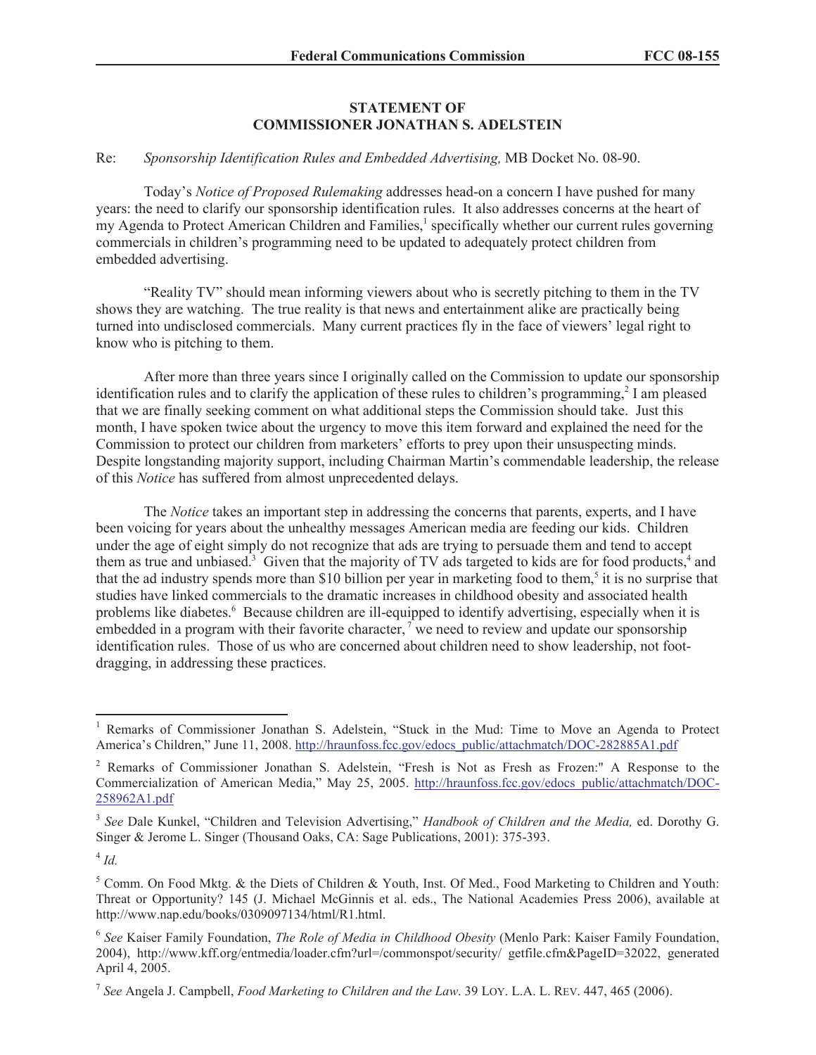## STATEMENT OF COMMISSIONER JONATHAN S. ADELSTEIN

Re: *Sponsorship Identification Rules and Embedded Advertising,* MB Docket No. 08-90.

Today's *Notice of Proposed Rulemaking* addresses head-on a concern I have pushed for many years: the need to clarify our sponsorship identification rules. It also addresses concerns at the heart of my Agenda to Protect American Children and Families,[1] specifically whether our current rules governing commercials in children's programming need to be updated to adequately protect children from embedded advertising.

"Reality TV" should mean informing viewers about who is secretly pitching to them in the TV shows they are watching. The true reality is that news and entertainment alike are practically being turned into undisclosed commercials. Many current practices fly in the face of viewers' legal right to know who is pitching to them.

After more than three years since I originally called on the Commission to update our sponsorship identification rules and to clarify the application of these rules to children's programming,[2] I am pleased that we are finally seeking comment on what additional steps the Commission should take. Just this month, I have spoken twice about the urgency to move this item forward and explained the need for the Commission to protect our children from marketers' efforts to prey upon their unsuspecting minds. Despite longstanding majority support, including Chairman Martin's commendable leadership, the release of this *Notice* has suffered from almost unprecedented delays.

The *Notice* takes an important step in addressing the concerns that parents, experts, and I have been voicing for years about the unhealthy messages American media are feeding our kids. Children under the age of eight simply do not recognize that ads are trying to persuade them and tend to accept them as true and unbiased.[3] Given that the majority of TV ads targeted to kids are for food products,[4] and that the ad industry spends more than $10 billion per year in marketing food to them,[5] it is no surprise that studies have linked commercials to the dramatic increases in childhood obesity and associated health problems like diabetes.[6] Because children are ill-equipped to identify advertising, especially when it is embedded in a program with their favorite character,[7] we need to review and update our sponsorship identification rules. Those of us who are concerned about children need to show leadership, not foot-dragging, in addressing these practices.

---

[1] Remarks of Commissioner Jonathan S. Adelstein, "Stuck in the Mud: Time to Move an Agenda to Protect America's Children," June 11, 2008. http://hraunfoss.fcc.gov/edocs_public/attachmatch/DOC-282885A1.pdf

[2] Remarks of Commissioner Jonathan S. Adelstein, "Fresh is Not as Fresh as Frozen:" A Response to the Commercialization of American Media," May 25, 2005. http://hraunfoss.fcc.gov/edocs_public/attachmatch/DOC-258962A1.pdf

[3] *See* Dale Kunkel, "Children and Television Advertising," *Handbook of Children and the Media,* ed. Dorothy G. Singer & Jerome L. Singer (Thousand Oaks, CA: Sage Publications, 2001): 375-393.

[4] *Id.*

[5] Comm. On Food Mktg. & the Diets of Children & Youth, Inst. Of Med., Food Marketing to Children and Youth: Threat or Opportunity? 145 (J. Michael McGinnis et al. eds., The National Academies Press 2006), available at http://www.nap.edu/books/0309097134/html/R1.html.

[6] *See* Kaiser Family Foundation, *The Role of Media in Childhood Obesity* (Menlo Park: Kaiser Family Foundation, 2004), http://www.kff.org/entmedia/loader.cfm?url=/commonspot/security/ getfile.cfm&PageID=32022, generated April 4, 2005.

[7] *See* Angela J. Campbell, *Food Marketing to Children and the Law*. 39 LOY. L.A. L. REV. 447, 465 (2006).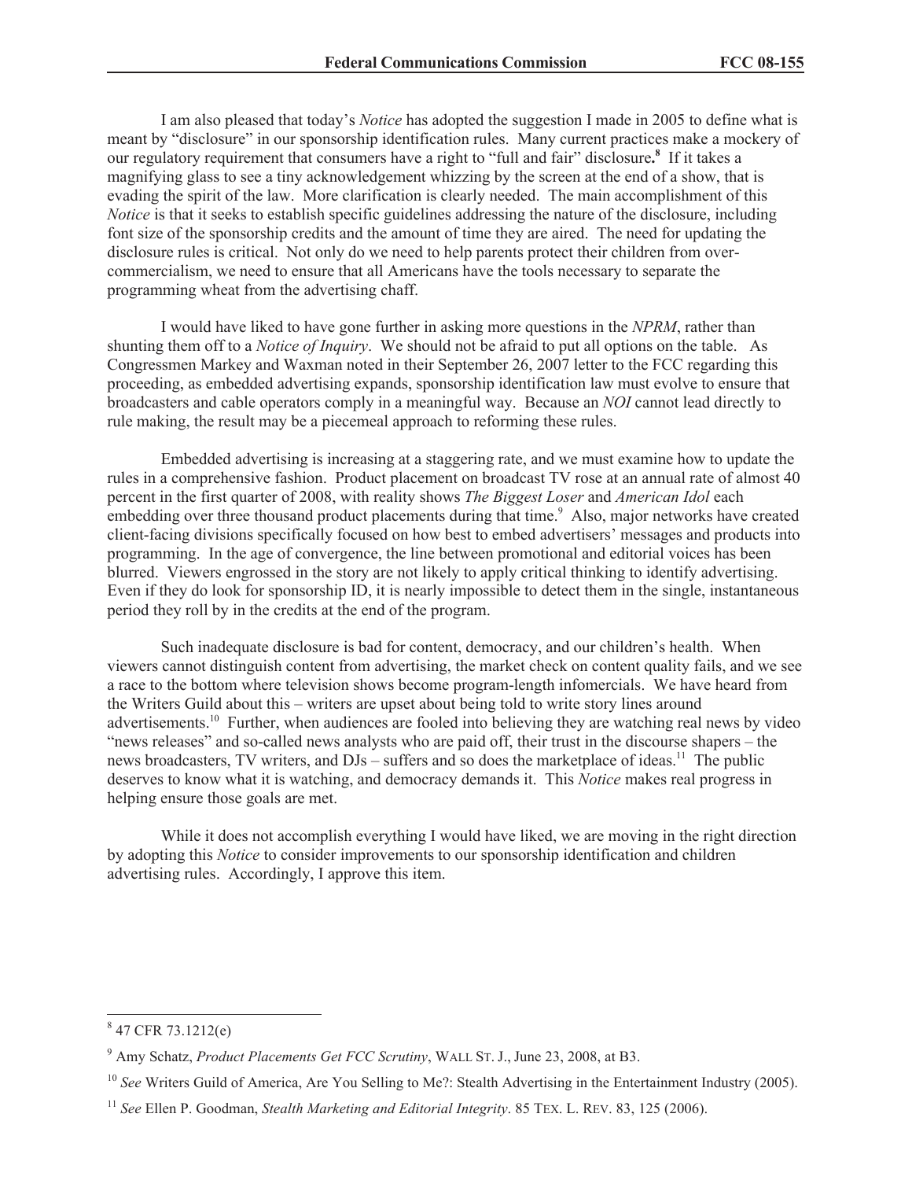I am also pleased that today's *Notice* has adopted the suggestion I made in 2005 to define what is meant by "disclosure" in our sponsorship identification rules. Many current practices make a mockery of our regulatory requirement that consumers have a right to "full and fair" disclosure.[8] If it takes a magnifying glass to see a tiny acknowledgement whizzing by the screen at the end of a show, that is evading the spirit of the law. More clarification is clearly needed. The main accomplishment of this *Notice* is that it seeks to establish specific guidelines addressing the nature of the disclosure, including font size of the sponsorship credits and the amount of time they are aired. The need for updating the disclosure rules is critical. Not only do we need to help parents protect their children from over-commercialism, we need to ensure that all Americans have the tools necessary to separate the programming wheat from the advertising chaff.

I would have liked to have gone further in asking more questions in the *NPRM*, rather than shunting them off to a *Notice of Inquiry*. We should not be afraid to put all options on the table. As Congressmen Markey and Waxman noted in their September 26, 2007 letter to the FCC regarding this proceeding, as embedded advertising expands, sponsorship identification law must evolve to ensure that broadcasters and cable operators comply in a meaningful way. Because an *NOI* cannot lead directly to rule making, the result may be a piecemeal approach to reforming these rules.

Embedded advertising is increasing at a staggering rate, and we must examine how to update the rules in a comprehensive fashion. Product placement on broadcast TV rose at an annual rate of almost 40 percent in the first quarter of 2008, with reality shows *The Biggest Loser* and *American Idol* each embedding over three thousand product placements during that time.[9] Also, major networks have created client-facing divisions specifically focused on how best to embed advertisers' messages and products into programming. In the age of convergence, the line between promotional and editorial voices has been blurred. Viewers engrossed in the story are not likely to apply critical thinking to identify advertising. Even if they do look for sponsorship ID, it is nearly impossible to detect them in the single, instantaneous period they roll by in the credits at the end of the program.

Such inadequate disclosure is bad for content, democracy, and our children's health. When viewers cannot distinguish content from advertising, the market check on content quality fails, and we see a race to the bottom where television shows become program-length infomercials. We have heard from the Writers Guild about this – writers are upset about being told to write story lines around advertisements.[10] Further, when audiences are fooled into believing they are watching real news by video "news releases" and so-called news analysts who are paid off, their trust in the discourse shapers – the news broadcasters, TV writers, and DJs – suffers and so does the marketplace of ideas.[11] The public deserves to know what it is watching, and democracy demands it. This *Notice* makes real progress in helping ensure those goals are met.

While it does not accomplish everything I would have liked, we are moving in the right direction by adopting this *Notice* to consider improvements to our sponsorship identification and children advertising rules. Accordingly, I approve this item.

---

[8] 47 CFR 73.1212(e)

[9] Amy Schatz, *Product Placements Get FCC Scrutiny*, WALL ST. J., June 23, 2008, at B3.

[10] *See* Writers Guild of America, Are You Selling to Me?: Stealth Advertising in the Entertainment Industry (2005).

[11] *See* Ellen P. Goodman, *Stealth Marketing and Editorial Integrity*. 85 TEX. L. REV. 83, 125 (2006).